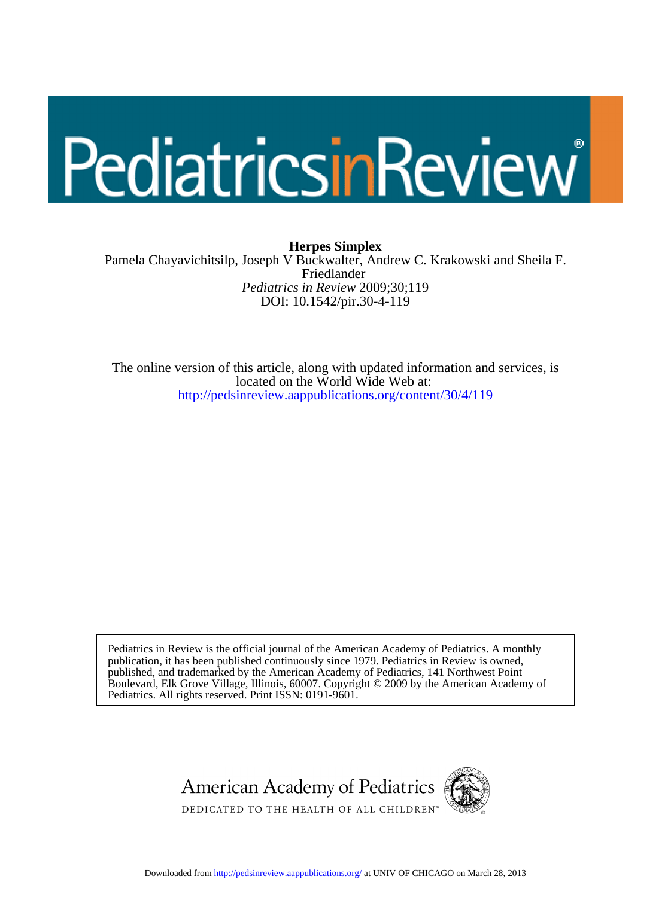# Herpes Simplex

Pamela Chayavichitsilp, Joseph V Buckwalter, Andrew C. Krakowski and Sheila F. Friedlander

*Pediatrics in Review* 2009;30;119

DOI: 10.1542/pir.30-4-119

The online version of this article, along with updated information and services, is located on the World Wide Web at:

http://pedsinreview.aappublications.org/content/30/4/119

Pediatrics in Review is the official journal of the American Academy of Pediatrics. A monthly publication, it has been published continuously since 1979. Pediatrics in Review is owned, published, and trademarked by the American Academy of Pediatrics, 141 Northwest Point Boulevard, Elk Grove Village, Illinois, 60007. Copyright © 2009 by the American Academy of Pediatrics. All rights reserved. Print ISSN: 0191-9601.

American Academy of Pediatrics

DEDICATED TO THE HEALTH OF ALL CHILDREN™

Downloaded from http://pedsinreview.aappublications.org/ at UNIV OF CHICAGO on March 28, 2013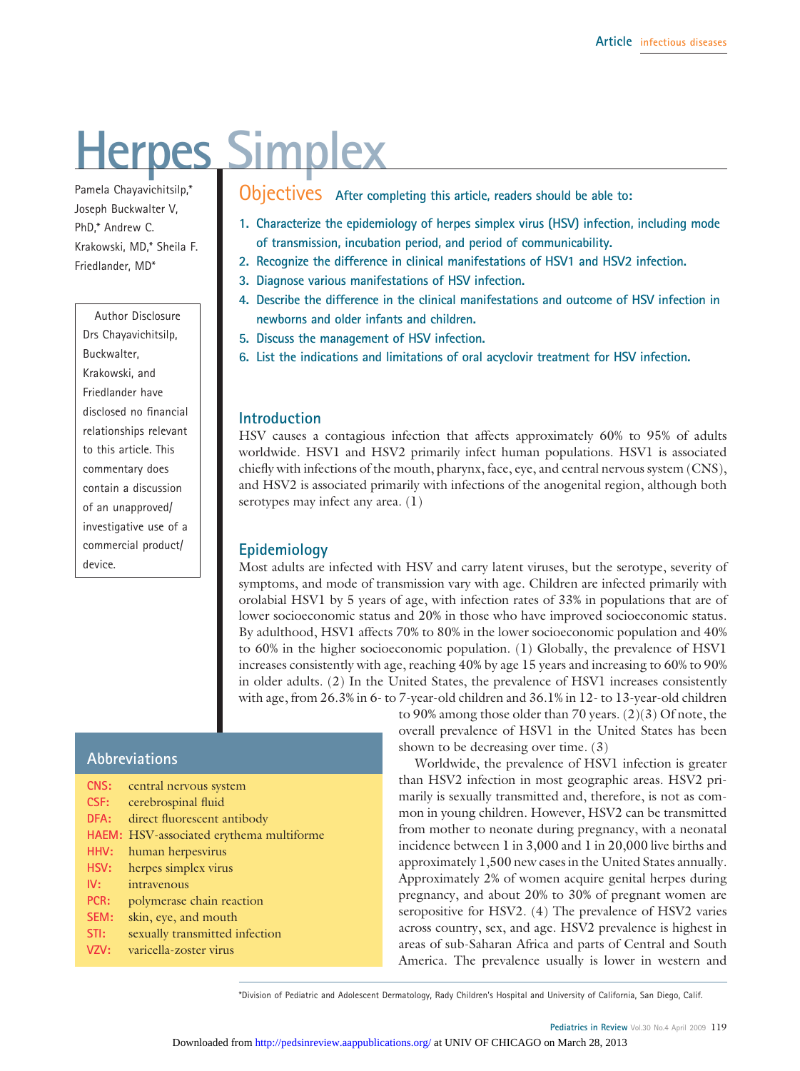# Herpes Simplex

Pamela Chayavichitsilp,* Joseph Buckwalter V, PhD,* Andrew C. Krakowski, MD,* Sheila F. Friedlander, MD*

Author Disclosure
Drs Chayavichitsilp, Buckwalter, Krakowski, and Friedlander have disclosed no financial relationships relevant to this article. This commentary does contain a discussion of an unapproved/ investigative use of a commercial product/ device.

## Objectives

After completing this article, readers should be able to:

1. Characterize the epidemiology of herpes simplex virus (HSV) infection, including mode of transmission, incubation period, and period of communicability.
2. Recognize the difference in clinical manifestations of HSV1 and HSV2 infection.
3. Diagnose various manifestations of HSV infection.
4. Describe the difference in the clinical manifestations and outcome of HSV infection in newborns and older infants and children.
5. Discuss the management of HSV infection.
6. List the indications and limitations of oral acyclovir treatment for HSV infection.

## Introduction

HSV causes a contagious infection that affects approximately 60% to 95% of adults worldwide. HSV1 and HSV2 primarily infect human populations. HSV1 is associated chiefly with infections of the mouth, pharynx, face, eye, and central nervous system (CNS), and HSV2 is associated primarily with infections of the anogenital region, although both serotypes may infect any area. (1)

## Epidemiology

Most adults are infected with HSV and carry latent viruses, but the serotype, severity of symptoms, and mode of transmission vary with age. Children are infected primarily with orolabial HSV1 by 5 years of age, with infection rates of 33% in populations that are of lower socioeconomic status and 20% in those who have improved socioeconomic status. By adulthood, HSV1 affects 70% to 80% in the lower socioeconomic population and 40% to 60% in the higher socioeconomic population. (1) Globally, the prevalence of HSV1 increases consistently with age, reaching 40% by age 15 years and increasing to 60% to 90% in older adults. (2) In the United States, the prevalence of HSV1 increases consistently with age, from 26.3% in 6- to 7-year-old children and 36.1% in 12- to 13-year-old children to 90% among those older than 70 years. (2)(3) Of note, the overall prevalence of HSV1 in the United States has been shown to be decreasing over time. (3)

Worldwide, the prevalence of HSV1 infection is greater than HSV2 infection in most geographic areas. HSV2 primarily is sexually transmitted and, therefore, is not as common in young children. However, HSV2 can be transmitted from mother to neonate during pregnancy, with a neonatal incidence between 1 in 3,000 and 1 in 20,000 live births and approximately 1,500 new cases in the United States annually. Approximately 2% of women acquire genital herpes during pregnancy, and about 20% to 30% of pregnant women are seropositive for HSV2. (4) The prevalence of HSV2 varies across country, sex, and age. HSV2 prevalence is highest in areas of sub-Saharan Africa and parts of Central and South America. The prevalence usually is lower in western and

### Abbreviations

| | |
|---|---|
| CNS: | central nervous system |
| CSF: | cerebrospinal fluid |
| DFA: | direct fluorescent antibody |
| HAEM: | HSV-associated erythema multiforme |
| HHV: | human herpesvirus |
| HSV: | herpes simplex virus |
| IV: | intravenous |
| PCR: | polymerase chain reaction |
| SEM: | skin, eye, and mouth |
| STI: | sexually transmitted infection |
| VZV: | varicella-zoster virus |

*Division of Pediatric and Adolescent Dermatology, Rady Children's Hospital and University of California, San Diego, Calif.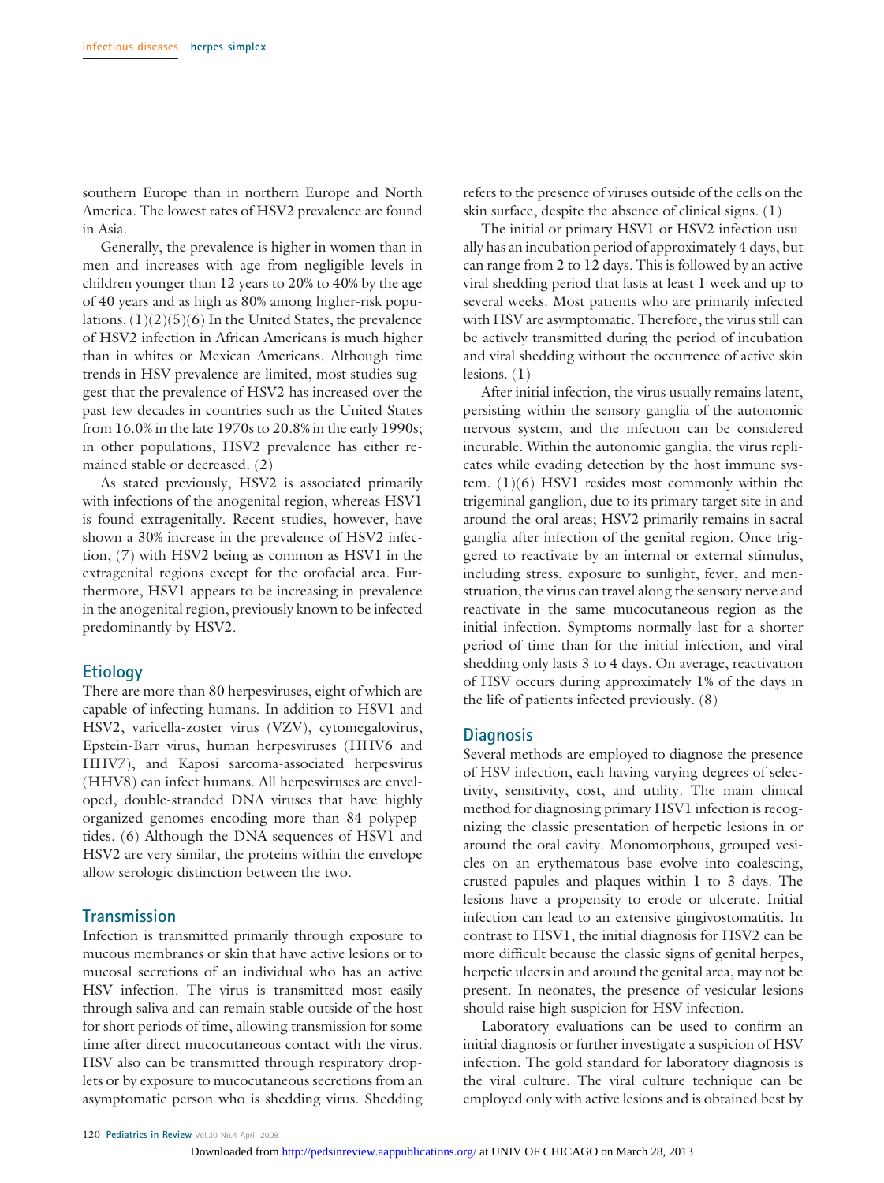southern Europe than in northern Europe and North America. The lowest rates of HSV2 prevalence are found in Asia.

Generally, the prevalence is higher in women than in men and increases with age from negligible levels in children younger than 12 years to 20% to 40% by the age of 40 years and as high as 80% among higher-risk populations. (1)(2)(5)(6) In the United States, the prevalence of HSV2 infection in African Americans is much higher than in whites or Mexican Americans. Although time trends in HSV prevalence are limited, most studies suggest that the prevalence of HSV2 has increased over the past few decades in countries such as the United States from 16.0% in the late 1970s to 20.8% in the early 1990s; in other populations, HSV2 prevalence has either remained stable or decreased. (2)

As stated previously, HSV2 is associated primarily with infections of the anogenital region, whereas HSV1 is found extragenitally. Recent studies, however, have shown a 30% increase in the prevalence of HSV2 infection, (7) with HSV2 being as common as HSV1 in the extragenital regions except for the orofacial area. Furthermore, HSV1 appears to be increasing in prevalence in the anogenital region, previously known to be infected predominantly by HSV2.

## Etiology

There are more than 80 herpesviruses, eight of which are capable of infecting humans. In addition to HSV1 and HSV2, varicella-zoster virus (VZV), cytomegalovirus, Epstein-Barr virus, human herpesviruses (HHV6 and HHV7), and Kaposi sarcoma-associated herpesvirus (HHV8) can infect humans. All herpesviruses are enveloped, double-stranded DNA viruses that have highly organized genomes encoding more than 84 polypeptides. (6) Although the DNA sequences of HSV1 and HSV2 are very similar, the proteins within the envelope allow serologic distinction between the two.

## Transmission

Infection is transmitted primarily through exposure to mucous membranes or skin that have active lesions or to mucosal secretions of an individual who has an active HSV infection. The virus is transmitted most easily through saliva and can remain stable outside of the host for short periods of time, allowing transmission for some time after direct mucocutaneous contact with the virus. HSV also can be transmitted through respiratory droplets or by exposure to mucocutaneous secretions from an asymptomatic person who is shedding virus. Shedding refers to the presence of viruses outside of the cells on the skin surface, despite the absence of clinical signs. (1)

The initial or primary HSV1 or HSV2 infection usually has an incubation period of approximately 4 days, but can range from 2 to 12 days. This is followed by an active viral shedding period that lasts at least 1 week and up to several weeks. Most patients who are primarily infected with HSV are asymptomatic. Therefore, the virus still can be actively transmitted during the period of incubation and viral shedding without the occurrence of active skin lesions. (1)

After initial infection, the virus usually remains latent, persisting within the sensory ganglia of the autonomic nervous system, and the infection can be considered incurable. Within the autonomic ganglia, the virus replicates while evading detection by the host immune system. (1)(6) HSV1 resides most commonly within the trigeminal ganglion, due to its primary target site in and around the oral areas; HSV2 primarily remains in sacral ganglia after infection of the genital region. Once triggered to reactivate by an internal or external stimulus, including stress, exposure to sunlight, fever, and menstruation, the virus can travel along the sensory nerve and reactivate in the same mucocutaneous region as the initial infection. Symptoms normally last for a shorter period of time than for the initial infection, and viral shedding only lasts 3 to 4 days. On average, reactivation of HSV occurs during approximately 1% of the days in the life of patients infected previously. (8)

## Diagnosis

Several methods are employed to diagnose the presence of HSV infection, each having varying degrees of selectivity, sensitivity, cost, and utility. The main clinical method for diagnosing primary HSV1 infection is recognizing the classic presentation of herpetic lesions in or around the oral cavity. Monomorphous, grouped vesicles on an erythematous base evolve into coalescing, crusted papules and plaques within 1 to 3 days. The lesions have a propensity to erode or ulcerate. Initial infection can lead to an extensive gingivostomatitis. In contrast to HSV1, the initial diagnosis for HSV2 can be more difficult because the classic signs of genital herpes, herpetic ulcers in and around the genital area, may not be present. In neonates, the presence of vesicular lesions should raise high suspicion for HSV infection.

Laboratory evaluations can be used to confirm an initial diagnosis or further investigate a suspicion of HSV infection. The gold standard for laboratory diagnosis is the viral culture. The viral culture technique can be employed only with active lesions and is obtained best by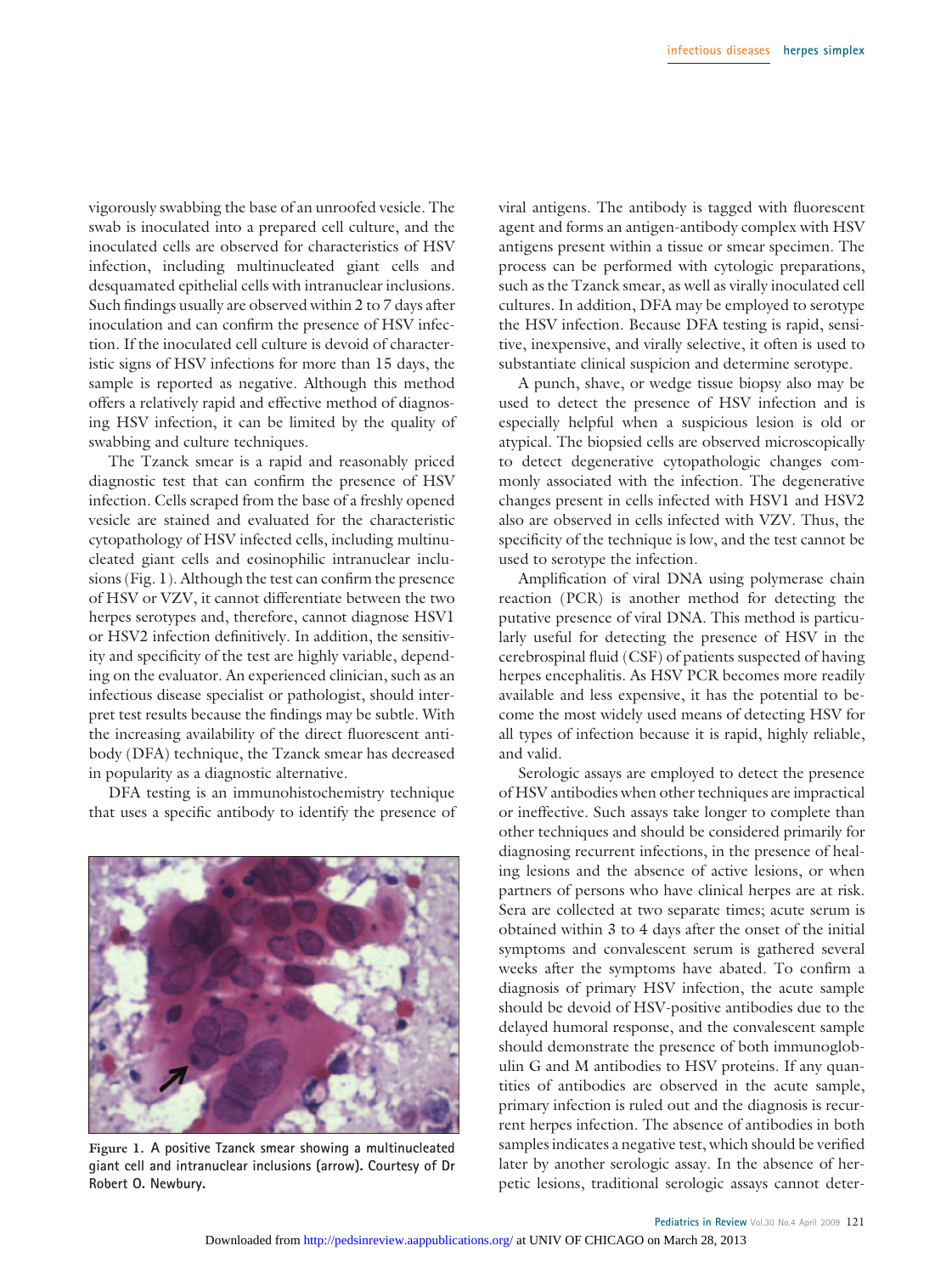vigorously swabbing the base of an unroofed vesicle. The swab is inoculated into a prepared cell culture, and the inoculated cells are observed for characteristics of HSV infection, including multinucleated giant cells and desquamated epithelial cells with intranuclear inclusions. Such findings usually are observed within 2 to 7 days after inoculation and can confirm the presence of HSV infection. If the inoculated cell culture is devoid of characteristic signs of HSV infections for more than 15 days, the sample is reported as negative. Although this method offers a relatively rapid and effective method of diagnosing HSV infection, it can be limited by the quality of swabbing and culture techniques.

The Tzanck smear is a rapid and reasonably priced diagnostic test that can confirm the presence of HSV infection. Cells scraped from the base of a freshly opened vesicle are stained and evaluated for the characteristic cytopathology of HSV infected cells, including multinucleated giant cells and eosinophilic intranuclear inclusions (Fig. 1). Although the test can confirm the presence of HSV or VZV, it cannot differentiate between the two herpes serotypes and, therefore, cannot diagnose HSV1 or HSV2 infection definitively. In addition, the sensitivity and specificity of the test are highly variable, depending on the evaluator. An experienced clinician, such as an infectious disease specialist or pathologist, should interpret test results because the findings may be subtle. With the increasing availability of the direct fluorescent antibody (DFA) technique, the Tzanck smear has decreased in popularity as a diagnostic alternative.

DFA testing is an immunohistochemistry technique that uses a specific antibody to identify the presence of viral antigens. The antibody is tagged with fluorescent agent and forms an antigen-antibody complex with HSV antigens present within a tissue or smear specimen. The process can be performed with cytologic preparations, such as the Tzanck smear, as well as virally inoculated cell cultures. In addition, DFA may be employed to serotype the HSV infection. Because DFA testing is rapid, sensitive, inexpensive, and virally selective, it often is used to substantiate clinical suspicion and determine serotype.

**Figure 1. A positive Tzanck smear showing a multinucleated giant cell and intranuclear inclusions (arrow). Courtesy of Dr Robert O. Newbury.**

A punch, shave, or wedge tissue biopsy also may be used to detect the presence of HSV infection and is especially helpful when a suspicious lesion is old or atypical. The biopsied cells are observed microscopically to detect degenerative cytopathologic changes commonly associated with the infection. The degenerative changes present in cells infected with HSV1 and HSV2 also are observed in cells infected with VZV. Thus, the specificity of the technique is low, and the test cannot be used to serotype the infection.

Amplification of viral DNA using polymerase chain reaction (PCR) is another method for detecting the putative presence of viral DNA. This method is particularly useful for detecting the presence of HSV in the cerebrospinal fluid (CSF) of patients suspected of having herpes encephalitis. As HSV PCR becomes more readily available and less expensive, it has the potential to become the most widely used means of detecting HSV for all types of infection because it is rapid, highly reliable, and valid.

Serologic assays are employed to detect the presence of HSV antibodies when other techniques are impractical or ineffective. Such assays take longer to complete than other techniques and should be considered primarily for diagnosing recurrent infections, in the presence of healing lesions and the absence of active lesions, or when partners of persons who have clinical herpes are at risk. Sera are collected at two separate times; acute serum is obtained within 3 to 4 days after the onset of the initial symptoms and convalescent serum is gathered several weeks after the symptoms have abated. To confirm a diagnosis of primary HSV infection, the acute sample should be devoid of HSV-positive antibodies due to the delayed humoral response, and the convalescent sample should demonstrate the presence of both immunoglobulin G and M antibodies to HSV proteins. If any quantities of antibodies are observed in the acute sample, primary infection is ruled out and the diagnosis is recurrent herpes infection. The absence of antibodies in both samples indicates a negative test, which should be verified later by another serologic assay. In the absence of herpetic lesions, traditional serologic assays cannot deter-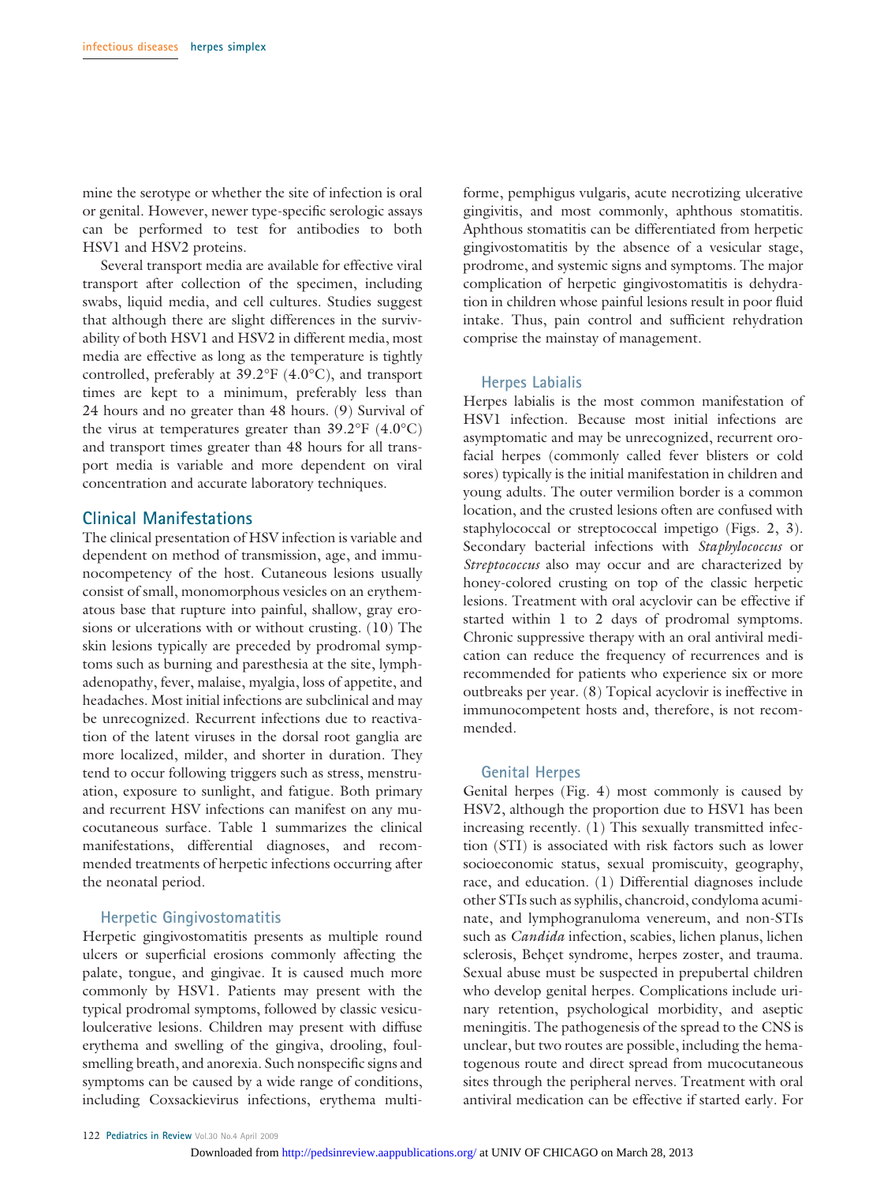mine the serotype or whether the site of infection is oral or genital. However, newer type-specific serologic assays can be performed to test for antibodies to both HSV1 and HSV2 proteins.

Several transport media are available for effective viral transport after collection of the specimen, including swabs, liquid media, and cell cultures. Studies suggest that although there are slight differences in the survivability of both HSV1 and HSV2 in different media, most media are effective as long as the temperature is tightly controlled, preferably at 39.2°F (4.0°C), and transport times are kept to a minimum, preferably less than 24 hours and no greater than 48 hours. (9) Survival of the virus at temperatures greater than 39.2°F (4.0°C) and transport times greater than 48 hours for all transport media is variable and more dependent on viral concentration and accurate laboratory techniques.

## Clinical Manifestations

The clinical presentation of HSV infection is variable and dependent on method of transmission, age, and immunocompetency of the host. Cutaneous lesions usually consist of small, monomorphous vesicles on an erythematous base that rupture into painful, shallow, gray erosions or ulcerations with or without crusting. (10) The skin lesions typically are preceded by prodromal symptoms such as burning and paresthesia at the site, lymphadenopathy, fever, malaise, myalgia, loss of appetite, and headaches. Most initial infections are subclinical and may be unrecognized. Recurrent infections due to reactivation of the latent viruses in the dorsal root ganglia are more localized, milder, and shorter in duration. They tend to occur following triggers such as stress, menstruation, exposure to sunlight, and fatigue. Both primary and recurrent HSV infections can manifest on any mucocutaneous surface. Table 1 summarizes the clinical manifestations, differential diagnoses, and recommended treatments of herpetic infections occurring after the neonatal period.

### Herpetic Gingivostomatitis

Herpetic gingivostomatitis presents as multiple round ulcers or superficial erosions commonly affecting the palate, tongue, and gingivae. It is caused much more commonly by HSV1. Patients may present with the typical prodromal symptoms, followed by classic vesiculoulcerative lesions. Children may present with diffuse erythema and swelling of the gingiva, drooling, foul-smelling breath, and anorexia. Such nonspecific signs and symptoms can be caused by a wide range of conditions, including Coxsackievirus infections, erythema multiforme, pemphigus vulgaris, acute necrotizing ulcerative gingivitis, and most commonly, aphthous stomatitis. Aphthous stomatitis can be differentiated from herpetic gingivostomatitis by the absence of a vesicular stage, prodrome, and systemic signs and symptoms. The major complication of herpetic gingivostomatitis is dehydration in children whose painful lesions result in poor fluid intake. Thus, pain control and sufficient rehydration comprise the mainstay of management.

### Herpes Labialis

Herpes labialis is the most common manifestation of HSV1 infection. Because most initial infections are asymptomatic and may be unrecognized, recurrent orofacial herpes (commonly called fever blisters or cold sores) typically is the initial manifestation in children and young adults. The outer vermilion border is a common location, and the crusted lesions often are confused with staphylococcal or streptococcal impetigo (Figs. 2, 3). Secondary bacterial infections with *Staphylococcus* or *Streptococcus* also may occur and are characterized by honey-colored crusting on top of the classic herpetic lesions. Treatment with oral acyclovir can be effective if started within 1 to 2 days of prodromal symptoms. Chronic suppressive therapy with an oral antiviral medication can reduce the frequency of recurrences and is recommended for patients who experience six or more outbreaks per year. (8) Topical acyclovir is ineffective in immunocompetent hosts and, therefore, is not recommended.

### Genital Herpes

Genital herpes (Fig. 4) most commonly is caused by HSV2, although the proportion due to HSV1 has been increasing recently. (1) This sexually transmitted infection (STI) is associated with risk factors such as lower socioeconomic status, sexual promiscuity, geography, race, and education. (1) Differential diagnoses include other STIs such as syphilis, chancroid, condyloma acuminate, and lymphogranuloma venereum, and non-STIs such as *Candida* infection, scabies, lichen planus, lichen sclerosis, Behçet syndrome, herpes zoster, and trauma. Sexual abuse must be suspected in prepubertal children who develop genital herpes. Complications include urinary retention, psychological morbidity, and aseptic meningitis. The pathogenesis of the spread to the CNS is unclear, but two routes are possible, including the hematogenous route and direct spread from mucocutaneous sites through the peripheral nerves. Treatment with oral antiviral medication can be effective if started early. For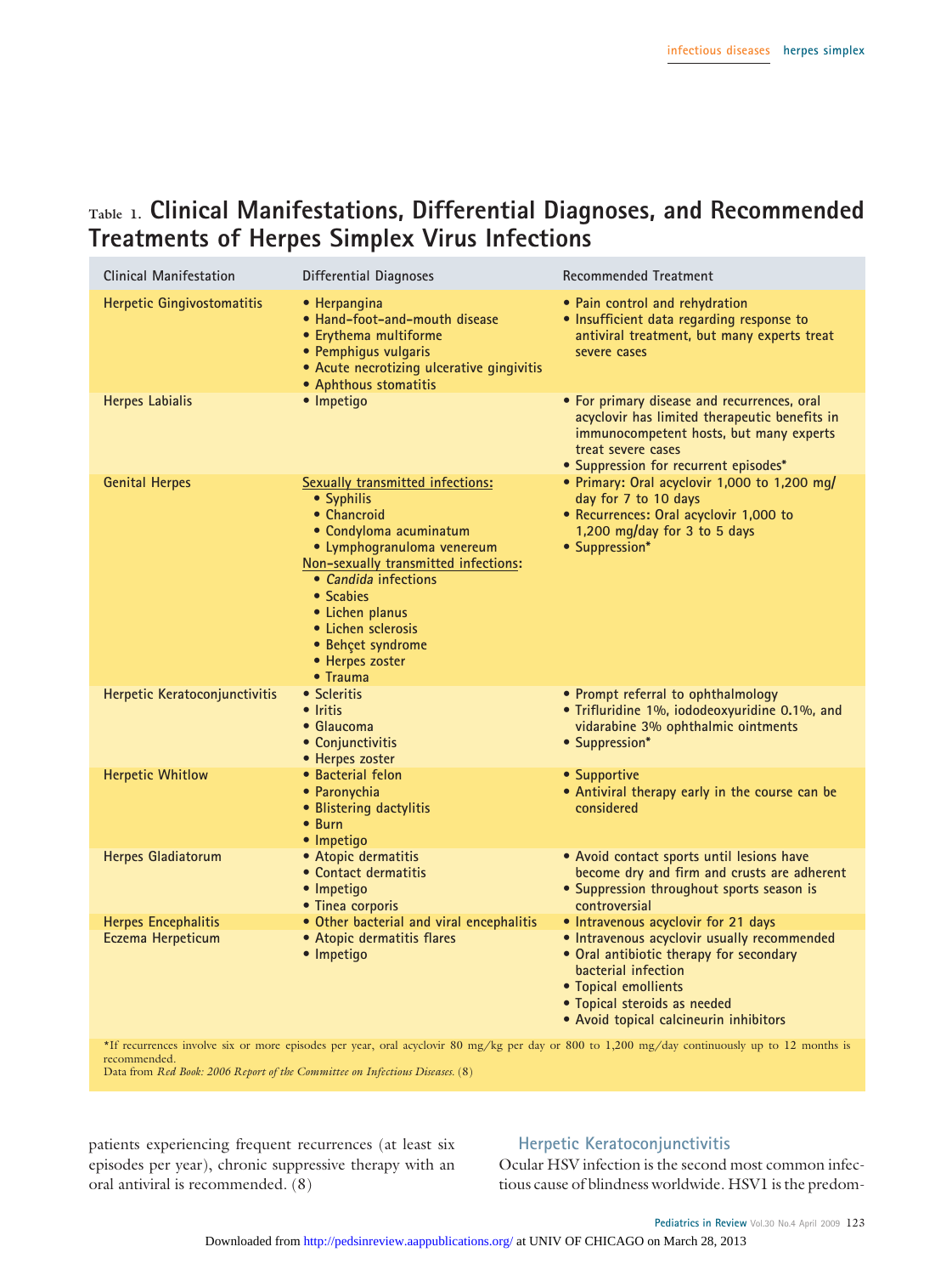## Table 1. Clinical Manifestations, Differential Diagnoses, and Recommended Treatments of Herpes Simplex Virus Infections

| Clinical Manifestation | Differential Diagnoses | Recommended Treatment |
|---|---|---|
| Herpetic Gingivostomatitis | • Herpangina<br>• Hand-foot-and-mouth disease<br>• Erythema multiforme<br>• Pemphigus vulgaris<br>• Acute necrotizing ulcerative gingivitis<br>• Aphthous stomatitis | • Pain control and rehydration<br>• Insufficient data regarding response to antiviral treatment, but many experts treat severe cases |
| Herpes Labialis | • Impetigo | • For primary disease and recurrences, oral acyclovir has limited therapeutic benefits in immunocompetent hosts, but many experts treat severe cases<br>• Suppression for recurrent episodes* |
| Genital Herpes | Sexually transmitted infections:<br>• Syphilis<br>• Chancroid<br>• Condyloma acuminatum<br>• Lymphogranuloma venereum<br>Non-sexually transmitted infections:<br>• *Candida* infections<br>• Scabies<br>• Lichen planus<br>• Lichen sclerosis<br>• Behçet syndrome<br>• Herpes zoster<br>• Trauma | • Primary: Oral acyclovir 1,000 to 1,200 mg/day for 7 to 10 days<br>• Recurrences: Oral acyclovir 1,000 to 1,200 mg/day for 3 to 5 days<br>• Suppression* |
| Herpetic Keratoconjunctivitis | • Scleritis<br>• Iritis<br>• Glaucoma<br>• Conjunctivitis<br>• Herpes zoster | • Prompt referral to ophthalmology<br>• Trifluridine 1%, iododeoxyuridine 0.1%, and vidarabine 3% ophthalmic ointments<br>• Suppression* |
| Herpetic Whitlow | • Bacterial felon<br>• Paronychia<br>• Blistering dactylitis<br>• Burn<br>• Impetigo | • Supportive<br>• Antiviral therapy early in the course can be considered |
| Herpes Gladiatorum | • Atopic dermatitis<br>• Contact dermatitis<br>• Impetigo<br>• Tinea corporis | • Avoid contact sports until lesions have become dry and firm and crusts are adherent<br>• Suppression throughout sports season is controversial |
| Herpes Encephalitis | • Other bacterial and viral encephalitis | • Intravenous acyclovir for 21 days |
| Eczema Herpeticum | • Atopic dermatitis flares<br>• Impetigo | • Intravenous acyclovir usually recommended<br>• Oral antibiotic therapy for secondary bacterial infection<br>• Topical emollients<br>• Topical steroids as needed<br>• Avoid topical calcineurin inhibitors |

*If recurrences involve six or more episodes per year, oral acyclovir 80 mg/kg per day or 800 to 1,200 mg/day continuously up to 12 months is recommended.
Data from *Red Book: 2006 Report of the Committee on Infectious Diseases.* (8)

patients experiencing frequent recurrences (at least six episodes per year), chronic suppressive therapy with an oral antiviral is recommended. (8)

### Herpetic Keratoconjunctivitis

Ocular HSV infection is the second most common infectious cause of blindness worldwide. HSV1 is the predom-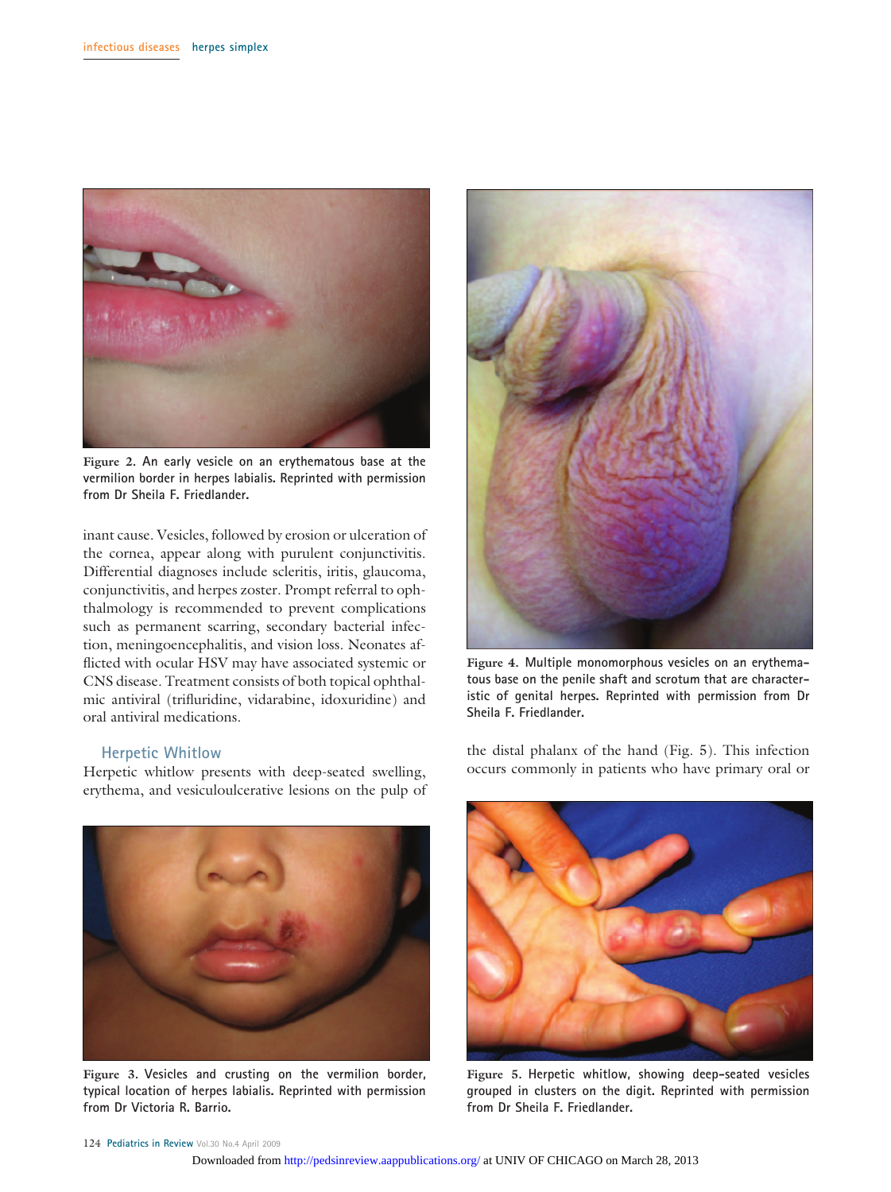Figure 2. An early vesicle on an erythematous base at the vermilion border in herpes labialis. Reprinted with permission from Dr Sheila F. Friedlander.

inant cause. Vesicles, followed by erosion or ulceration of the cornea, appear along with purulent conjunctivitis. Differential diagnoses include scleritis, iritis, glaucoma, conjunctivitis, and herpes zoster. Prompt referral to ophthalmology is recommended to prevent complications such as permanent scarring, secondary bacterial infection, meningoencephalitis, and vision loss. Neonates afflicted with ocular HSV may have associated systemic or CNS disease. Treatment consists of both topical ophthalmic antiviral (trifluridine, vidarabine, idoxuridine) and oral antiviral medications.

Figure 4. Multiple monomorphous vesicles on an erythematous base on the penile shaft and scrotum that are characteristic of genital herpes. Reprinted with permission from Dr Sheila F. Friedlander.

### Herpetic Whitlow

Herpetic whitlow presents with deep-seated swelling, erythema, and vesiculoulcerative lesions on the pulp of the distal phalanx of the hand (Fig. 5). This infection occurs commonly in patients who have primary oral or

Figure 3. Vesicles and crusting on the vermilion border, typical location of herpes labialis. Reprinted with permission from Dr Victoria R. Barrio.

Figure 5. Herpetic whitlow, showing deep-seated vesicles grouped in clusters on the digit. Reprinted with permission from Dr Sheila F. Friedlander.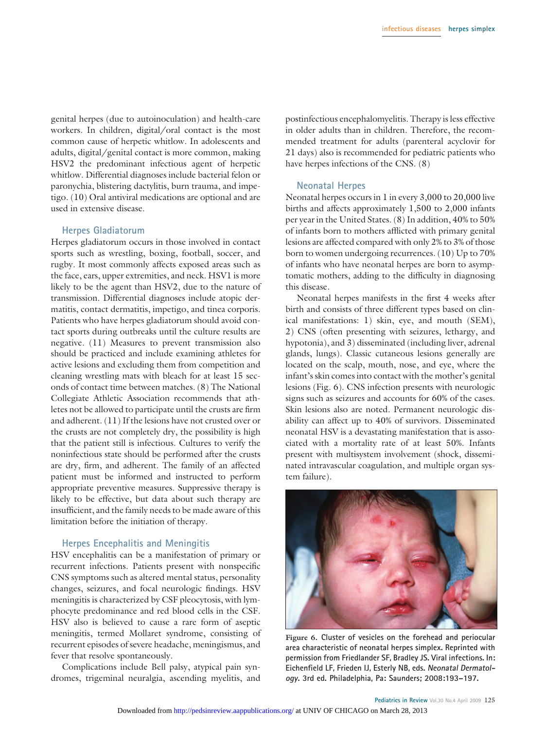genital herpes (due to autoinoculation) and health-care workers. In children, digital/oral contact is the most common cause of herpetic whitlow. In adolescents and adults, digital/genital contact is more common, making HSV2 the predominant infectious agent of herpetic whitlow. Differential diagnoses include bacterial felon or paronychia, blistering dactylitis, burn trauma, and impetigo. (10) Oral antiviral medications are optional and are used in extensive disease.

### Herpes Gladiatorum

Herpes gladiatorum occurs in those involved in contact sports such as wrestling, boxing, football, soccer, and rugby. It most commonly affects exposed areas such as the face, ears, upper extremities, and neck. HSV1 is more likely to be the agent than HSV2, due to the nature of transmission. Differential diagnoses include atopic dermatitis, contact dermatitis, impetigo, and tinea corporis. Patients who have herpes gladiatorum should avoid contact sports during outbreaks until the culture results are negative. (11) Measures to prevent transmission also should be practiced and include examining athletes for active lesions and excluding them from competition and cleaning wrestling mats with bleach for at least 15 seconds of contact time between matches. (8) The National Collegiate Athletic Association recommends that athletes not be allowed to participate until the crusts are firm and adherent. (11) If the lesions have not crusted over or the crusts are not completely dry, the possibility is high that the patient still is infectious. Cultures to verify the noninfectious state should be performed after the crusts are dry, firm, and adherent. The family of an affected patient must be informed and instructed to perform appropriate preventive measures. Suppressive therapy is likely to be effective, but data about such therapy are insufficient, and the family needs to be made aware of this limitation before the initiation of therapy.

### Herpes Encephalitis and Meningitis

HSV encephalitis can be a manifestation of primary or recurrent infections. Patients present with nonspecific CNS symptoms such as altered mental status, personality changes, seizures, and focal neurologic findings. HSV meningitis is characterized by CSF pleocytosis, with lymphocyte predominance and red blood cells in the CSF. HSV also is believed to cause a rare form of aseptic meningitis, termed Mollaret syndrome, consisting of recurrent episodes of severe headache, meningismus, and fever that resolve spontaneously.

Complications include Bell palsy, atypical pain syndromes, trigeminal neuralgia, ascending myelitis, and postinfectious encephalomyelitis. Therapy is less effective in older adults than in children. Therefore, the recommended treatment for adults (parenteral acyclovir for 21 days) also is recommended for pediatric patients who have herpes infections of the CNS. (8)

### Neonatal Herpes

Neonatal herpes occurs in 1 in every 3,000 to 20,000 live births and affects approximately 1,500 to 2,000 infants per year in the United States. (8) In addition, 40% to 50% of infants born to mothers afflicted with primary genital lesions are affected compared with only 2% to 3% of those born to women undergoing recurrences. (10) Up to 70% of infants who have neonatal herpes are born to asymptomatic mothers, adding to the difficulty in diagnosing this disease.

Neonatal herpes manifests in the first 4 weeks after birth and consists of three different types based on clinical manifestations: 1) skin, eye, and mouth (SEM), 2) CNS (often presenting with seizures, lethargy, and hypotonia), and 3) disseminated (including liver, adrenal glands, lungs). Classic cutaneous lesions generally are located on the scalp, mouth, nose, and eye, where the infant's skin comes into contact with the mother's genital lesions (Fig. 6). CNS infection presents with neurologic signs such as seizures and accounts for 60% of the cases. Skin lesions also are noted. Permanent neurologic disability can affect up to 40% of survivors. Disseminated neonatal HSV is a devastating manifestation that is associated with a mortality rate of at least 50%. Infants present with multisystem involvement (shock, disseminated intravascular coagulation, and multiple organ system failure).

**Figure 6.** Cluster of vesicles on the forehead and periocular area characteristic of neonatal herpes simplex. Reprinted with permission from Friedlander SF, Bradley JS. Viral infections. In: Eichenfield LF, Frieden IJ, Esterly NB, eds. *Neonatal Dermatology*. 3rd ed. Philadelphia, Pa: Saunders; 2008:193–197.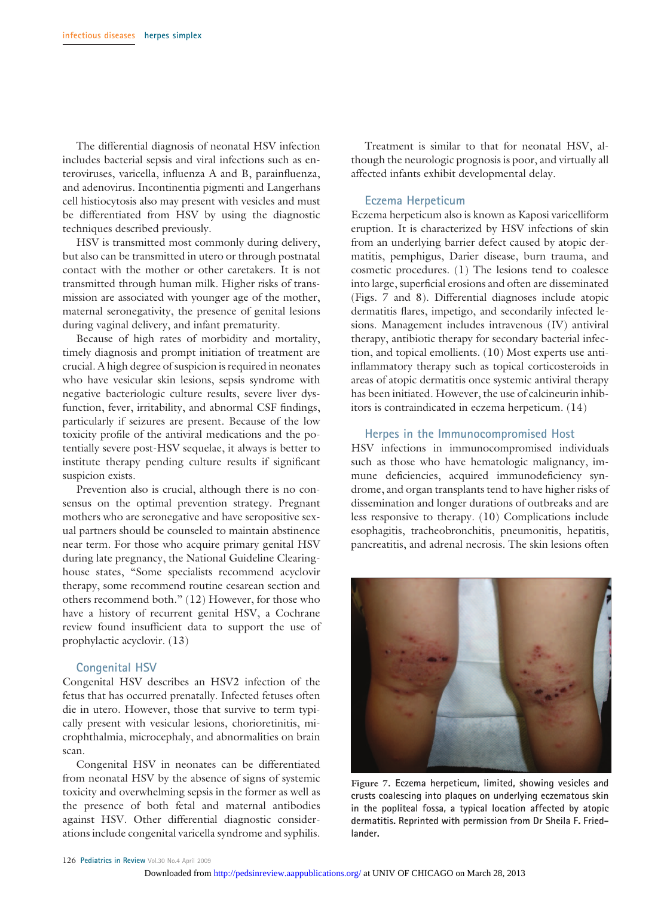The differential diagnosis of neonatal HSV infection includes bacterial sepsis and viral infections such as enteroviruses, varicella, influenza A and B, parainfluenza, and adenovirus. Incontinentia pigmenti and Langerhans cell histiocytosis also may present with vesicles and must be differentiated from HSV by using the diagnostic techniques described previously.

HSV is transmitted most commonly during delivery, but also can be transmitted in utero or through postnatal contact with the mother or other caretakers. It is not transmitted through human milk. Higher risks of transmission are associated with younger age of the mother, maternal seronegativity, the presence of genital lesions during vaginal delivery, and infant prematurity.

Because of high rates of morbidity and mortality, timely diagnosis and prompt initiation of treatment are crucial. A high degree of suspicion is required in neonates who have vesicular skin lesions, sepsis syndrome with negative bacteriologic culture results, severe liver dysfunction, fever, irritability, and abnormal CSF findings, particularly if seizures are present. Because of the low toxicity profile of the antiviral medications and the potentially severe post-HSV sequelae, it always is better to institute therapy pending culture results if significant suspicion exists.

Prevention also is crucial, although there is no consensus on the optimal prevention strategy. Pregnant mothers who are seronegative and have seropositive sexual partners should be counseled to maintain abstinence near term. For those who acquire primary genital HSV during late pregnancy, the National Guideline Clearinghouse states, "Some specialists recommend acyclovir therapy, some recommend routine cesarean section and others recommend both." (12) However, for those who have a history of recurrent genital HSV, a Cochrane review found insufficient data to support the use of prophylactic acyclovir. (13)

## Congenital HSV

Congenital HSV describes an HSV2 infection of the fetus that has occurred prenatally. Infected fetuses often die in utero. However, those that survive to term typically present with vesicular lesions, chorioretinitis, microphthalmia, microcephaly, and abnormalities on brain scan.

Congenital HSV in neonates can be differentiated from neonatal HSV by the absence of signs of systemic toxicity and overwhelming sepsis in the former as well as the presence of both fetal and maternal antibodies against HSV. Other differential diagnostic considerations include congenital varicella syndrome and syphilis.

Treatment is similar to that for neonatal HSV, although the neurologic prognosis is poor, and virtually all affected infants exhibit developmental delay.

## Eczema Herpeticum

Eczema herpeticum also is known as Kaposi varicelliform eruption. It is characterized by HSV infections of skin from an underlying barrier defect caused by atopic dermatitis, pemphigus, Darier disease, burn trauma, and cosmetic procedures. (1) The lesions tend to coalesce into large, superficial erosions and often are disseminated (Figs. 7 and 8). Differential diagnoses include atopic dermatitis flares, impetigo, and secondarily infected lesions. Management includes intravenous (IV) antiviral therapy, antibiotic therapy for secondary bacterial infection, and topical emollients. (10) Most experts use anti-inflammatory therapy such as topical corticosteroids in areas of atopic dermatitis once systemic antiviral therapy has been initiated. However, the use of calcineurin inhibitors is contraindicated in eczema herpeticum. (14)

## Herpes in the Immunocompromised Host

HSV infections in immunocompromised individuals such as those who have hematologic malignancy, immune deficiencies, acquired immunodeficiency syndrome, and organ transplants tend to have higher risks of dissemination and longer durations of outbreaks and are less responsive to therapy. (10) Complications include esophagitis, tracheobronchitis, pneumonitis, hepatitis, pancreatitis, and adrenal necrosis. The skin lesions often

**Figure 7.** Eczema herpeticum, limited, showing vesicles and crusts coalescing into plaques on underlying eczematous skin in the popliteal fossa, a typical location affected by atopic dermatitis. Reprinted with permission from Dr Sheila F. Friedlander.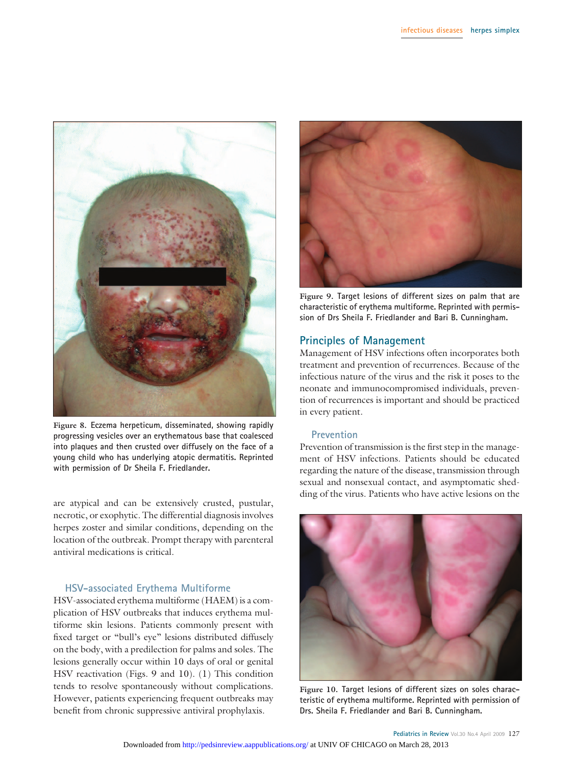Figure 8. Eczema herpeticum, disseminated, showing rapidly progressing vesicles over an erythematous base that coalesced into plaques and then crusted over diffusely on the face of a young child who has underlying atopic dermatitis. Reprinted with permission of Dr Sheila F. Friedlander.

are atypical and can be extensively crusted, pustular, necrotic, or exophytic. The differential diagnosis involves herpes zoster and similar conditions, depending on the location of the outbreak. Prompt therapy with parenteral antiviral medications is critical.

### HSV-associated Erythema Multiforme

HSV-associated erythema multiforme (HAEM) is a complication of HSV outbreaks that induces erythema multiforme skin lesions. Patients commonly present with fixed target or "bull's eye" lesions distributed diffusely on the body, with a predilection for palms and soles. The lesions generally occur within 10 days of oral or genital HSV reactivation (Figs. 9 and 10). (1) This condition tends to resolve spontaneously without complications. However, patients experiencing frequent outbreaks may benefit from chronic suppressive antiviral prophylaxis.

Figure 9. Target lesions of different sizes on palm that are characteristic of erythema multiforme. Reprinted with permission of Drs Sheila F. Friedlander and Bari B. Cunningham.

## Principles of Management

Management of HSV infections often incorporates both treatment and prevention of recurrences. Because of the infectious nature of the virus and the risk it poses to the neonate and immunocompromised individuals, prevention of recurrences is important and should be practiced in every patient.

### Prevention

Prevention of transmission is the first step in the management of HSV infections. Patients should be educated regarding the nature of the disease, transmission through sexual and nonsexual contact, and asymptomatic shedding of the virus. Patients who have active lesions on the

Figure 10. Target lesions of different sizes on soles characteristic of erythema multiforme. Reprinted with permission of Drs. Sheila F. Friedlander and Bari B. Cunningham.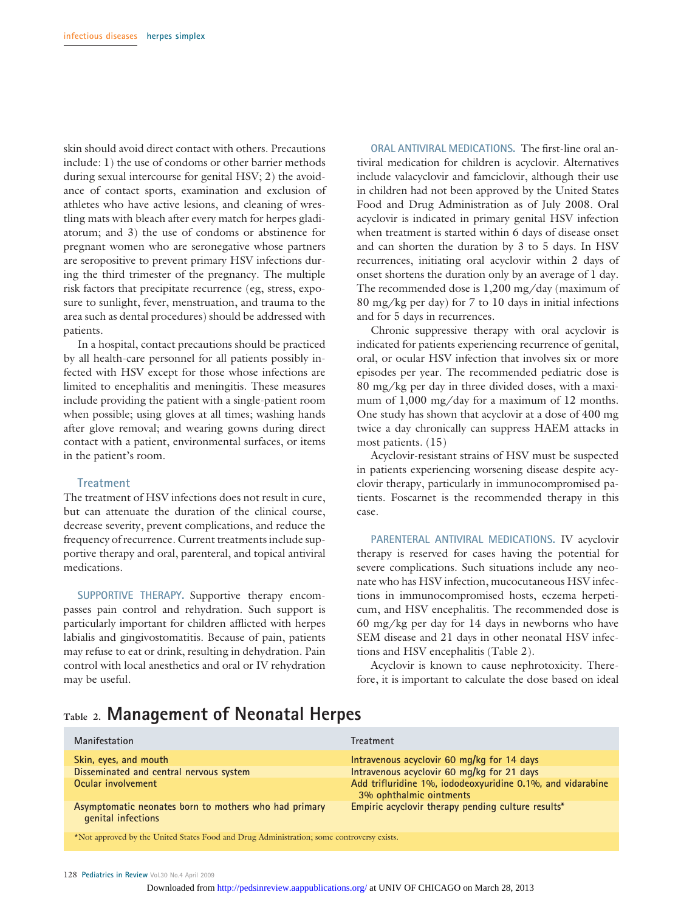skin should avoid direct contact with others. Precautions include: 1) the use of condoms or other barrier methods during sexual intercourse for genital HSV; 2) the avoidance of contact sports, examination and exclusion of athletes who have active lesions, and cleaning of wrestling mats with bleach after every match for herpes gladiatorum; and 3) the use of condoms or abstinence for pregnant women who are seronegative whose partners are seropositive to prevent primary HSV infections during the third trimester of the pregnancy. The multiple risk factors that precipitate recurrence (eg, stress, exposure to sunlight, fever, menstruation, and trauma to the area such as dental procedures) should be addressed with patients.

In a hospital, contact precautions should be practiced by all health-care personnel for all patients possibly infected with HSV except for those whose infections are limited to encephalitis and meningitis. These measures include providing the patient with a single-patient room when possible; using gloves at all times; washing hands after glove removal; and wearing gowns during direct contact with a patient, environmental surfaces, or items in the patient's room.

## Treatment

The treatment of HSV infections does not result in cure, but can attenuate the duration of the clinical course, decrease severity, prevent complications, and reduce the frequency of recurrence. Current treatments include supportive therapy and oral, parenteral, and topical antiviral medications.

**SUPPORTIVE THERAPY.** Supportive therapy encompasses pain control and rehydration. Such support is particularly important for children afflicted with herpes labialis and gingivostomatitis. Because of pain, patients may refuse to eat or drink, resulting in dehydration. Pain control with local anesthetics and oral or IV rehydration may be useful.

**ORAL ANTIVIRAL MEDICATIONS.** The first-line oral antiviral medication for children is acyclovir. Alternatives include valacyclovir and famciclovir, although their use in children had not been approved by the United States Food and Drug Administration as of July 2008. Oral acyclovir is indicated in primary genital HSV infection when treatment is started within 6 days of disease onset and can shorten the duration by 3 to 5 days. In HSV recurrences, initiating oral acyclovir within 2 days of onset shortens the duration only by an average of 1 day. The recommended dose is 1,200 mg/day (maximum of 80 mg/kg per day) for 7 to 10 days in initial infections and for 5 days in recurrences.

Chronic suppressive therapy with oral acyclovir is indicated for patients experiencing recurrence of genital, oral, or ocular HSV infection that involves six or more episodes per year. The recommended pediatric dose is 80 mg/kg per day in three divided doses, with a maximum of 1,000 mg/day for a maximum of 12 months. One study has shown that acyclovir at a dose of 400 mg twice a day chronically can suppress HAEM attacks in most patients. (15)

Acyclovir-resistant strains of HSV must be suspected in patients experiencing worsening disease despite acyclovir therapy, particularly in immunocompromised patients. Foscarnet is the recommended therapy in this case.

**PARENTERAL ANTIVIRAL MEDICATIONS.** IV acyclovir therapy is reserved for cases having the potential for severe complications. Such situations include any neonate who has HSV infection, mucocutaneous HSV infections in immunocompromised hosts, eczema herpeticum, and HSV encephalitis. The recommended dose is 60 mg/kg per day for 14 days in newborns who have SEM disease and 21 days in other neonatal HSV infections and HSV encephalitis (Table 2).

Acyclovir is known to cause nephrotoxicity. Therefore, it is important to calculate the dose based on ideal

**Table 2. Management of Neonatal Herpes**

| Manifestation | Treatment |
|---|---|
| Skin, eyes, and mouth | Intravenous acyclovir 60 mg/kg for 14 days |
| Disseminated and central nervous system | Intravenous acyclovir 60 mg/kg for 21 days |
| Ocular involvement | Add trifluridine 1%, iododeoxyuridine 0.1%, and vidarabine 3% ophthalmic ointments |
| Asymptomatic neonates born to mothers who had primary genital infections | Empiric acyclovir therapy pending culture results* |

*Not approved by the United States Food and Drug Administration; some controversy exists.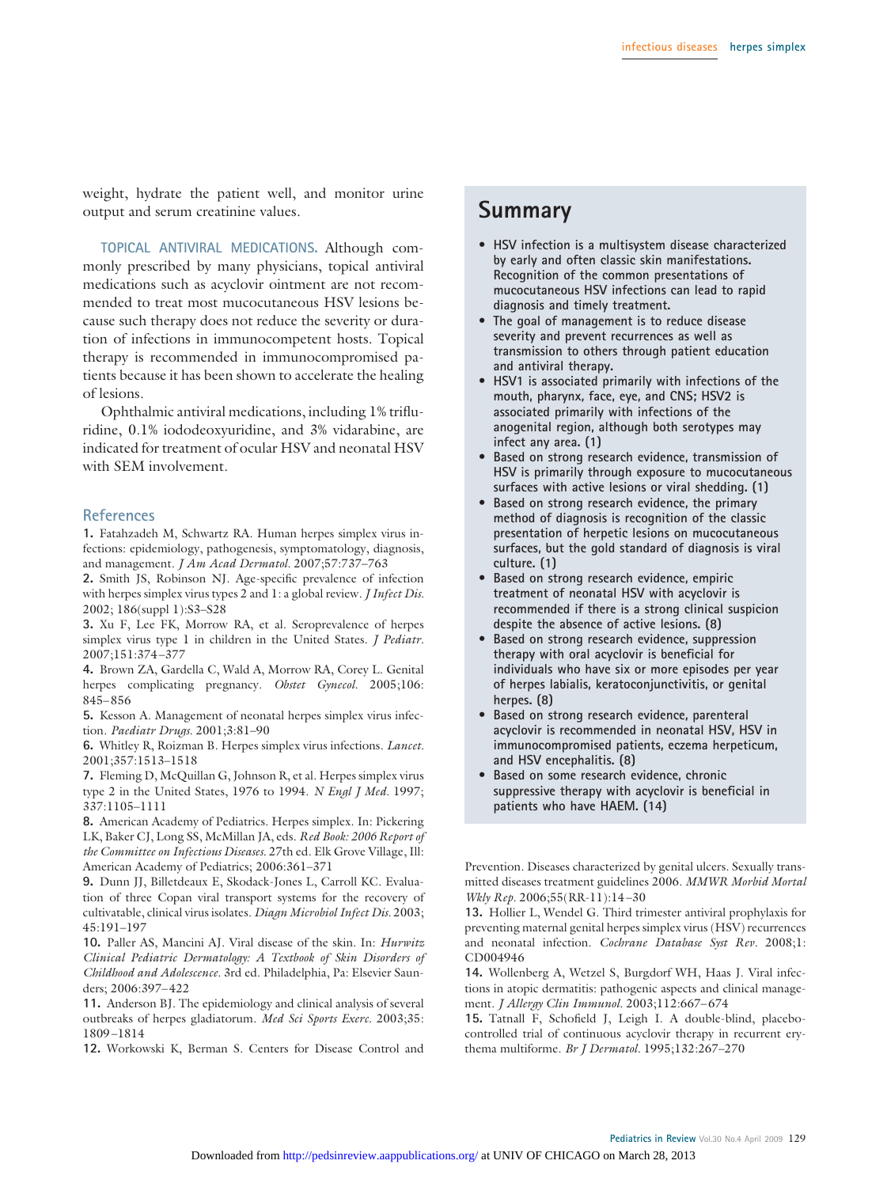weight, hydrate the patient well, and monitor urine output and serum creatinine values.

**TOPICAL ANTIVIRAL MEDICATIONS.** Although commonly prescribed by many physicians, topical antiviral medications such as acyclovir ointment are not recommended to treat most mucocutaneous HSV lesions because such therapy does not reduce the severity or duration of infections in immunocompetent hosts. Topical therapy is recommended in immunocompromised patients because it has been shown to accelerate the healing of lesions.

Ophthalmic antiviral medications, including 1% trifluridine, 0.1% iododeoxyuridine, and 3% vidarabine, are indicated for treatment of ocular HSV and neonatal HSV with SEM involvement.

## References

1. Fatahzadeh M, Schwartz RA. Human herpes simplex virus infections: epidemiology, pathogenesis, symptomatology, diagnosis, and management. *J Am Acad Dermatol.* 2007;57:737–763
2. Smith JS, Robinson NJ. Age-specific prevalence of infection with herpes simplex virus types 2 and 1: a global review. *J Infect Dis.* 2002; 186(suppl 1):S3–S28
3. Xu F, Lee FK, Morrow RA, et al. Seroprevalence of herpes simplex virus type 1 in children in the United States. *J Pediatr.* 2007;151:374–377
4. Brown ZA, Gardella C, Wald A, Morrow RA, Corey L. Genital herpes complicating pregnancy. *Obstet Gynecol.* 2005;106: 845–856
5. Kesson A. Management of neonatal herpes simplex virus infection. *Paediatr Drugs.* 2001;3:81–90
6. Whitley R, Roizman B. Herpes simplex virus infections. *Lancet.* 2001;357:1513–1518
7. Fleming D, McQuillan G, Johnson R, et al. Herpes simplex virus type 2 in the United States, 1976 to 1994. *N Engl J Med.* 1997; 337:1105–1111
8. American Academy of Pediatrics. Herpes simplex. In: Pickering LK, Baker CJ, Long SS, McMillan JA, eds. *Red Book: 2006 Report of the Committee on Infectious Diseases.* 27th ed. Elk Grove Village, Ill: American Academy of Pediatrics; 2006:361–371
9. Dunn JJ, Billetdeaux E, Skodack-Jones L, Carroll KC. Evaluation of three Copan viral transport systems for the recovery of cultivatable, clinical virus isolates. *Diagn Microbiol Infect Dis.* 2003; 45:191–197
10. Paller AS, Mancini AJ. Viral disease of the skin. In: *Hurwitz Clinical Pediatric Dermatology: A Textbook of Skin Disorders of Childhood and Adolescence.* 3rd ed. Philadelphia, Pa: Elsevier Saunders; 2006:397–422
11. Anderson BJ. The epidemiology and clinical analysis of several outbreaks of herpes gladiatorum. *Med Sci Sports Exerc.* 2003;35: 1809–1814
12. Workowski K, Berman S. Centers for Disease Control and Prevention. Diseases characterized by genital ulcers. Sexually transmitted diseases treatment guidelines 2006. *MMWR Morbid Mortal Wkly Rep.* 2006;55(RR-11):14–30
13. Hollier L, Wendel G. Third trimester antiviral prophylaxis for preventing maternal genital herpes simplex virus (HSV) recurrences and neonatal infection. *Cochrane Database Syst Rev.* 2008;1: CD004946
14. Wollenberg A, Wetzel S, Burgdorf WH, Haas J. Viral infections in atopic dermatitis: pathogenic aspects and clinical management. *J Allergy Clin Immunol.* 2003;112:667–674
15. Tatnall F, Schofield J, Leigh I. A double-blind, placebo-controlled trial of continuous acyclovir therapy in recurrent erythema multiforme. *Br J Dermatol.* 1995;132:267–270

## Summary

- HSV infection is a multisystem disease characterized by early and often classic skin manifestations. Recognition of the common presentations of mucocutaneous HSV infections can lead to rapid diagnosis and timely treatment.
- The goal of management is to reduce disease severity and prevent recurrences as well as transmission to others through patient education and antiviral therapy.
- HSV1 is associated primarily with infections of the mouth, pharynx, face, eye, and CNS; HSV2 is associated primarily with infections of the anogenital region, although both serotypes may infect any area. (1)
- Based on strong research evidence, transmission of HSV is primarily through exposure to mucocutaneous surfaces with active lesions or viral shedding. (1)
- Based on strong research evidence, the primary method of diagnosis is recognition of the classic presentation of herpetic lesions on mucocutaneous surfaces, but the gold standard of diagnosis is viral culture. (1)
- Based on strong research evidence, empiric treatment of neonatal HSV with acyclovir is recommended if there is a strong clinical suspicion despite the absence of active lesions. (8)
- Based on strong research evidence, suppression therapy with oral acyclovir is beneficial for individuals who have six or more episodes per year of herpes labialis, keratoconjunctivitis, or genital herpes. (8)
- Based on strong research evidence, parenteral acyclovir is recommended in neonatal HSV, HSV in immunocompromised patients, eczema herpeticum, and HSV encephalitis. (8)
- Based on some research evidence, chronic suppressive therapy with acyclovir is beneficial in patients who have HAEM. (14)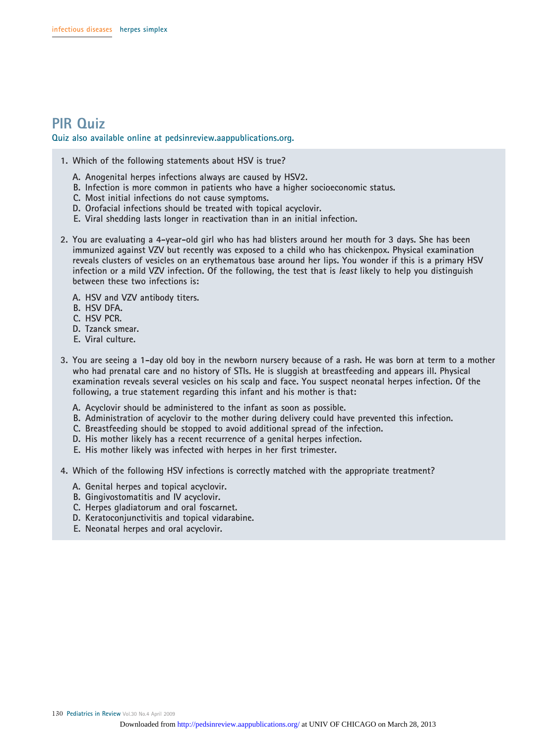## PIR Quiz

**Quiz also available online at pedsinreview.aappublications.org.**

1. Which of the following statements about HSV is true?

   A. Anogenital herpes infections always are caused by HSV2.
   B. Infection is more common in patients who have a higher socioeconomic status.
   C. Most initial infections do not cause symptoms.
   D. Orofacial infections should be treated with topical acyclovir.
   E. Viral shedding lasts longer in reactivation than in an initial infection.

2. You are evaluating a 4-year-old girl who has had blisters around her mouth for 3 days. She has been immunized against VZV but recently was exposed to a child who has chickenpox. Physical examination reveals clusters of vesicles on an erythematous base around her lips. You wonder if this is a primary HSV infection or a mild VZV infection. Of the following, the test that is *least* likely to help you distinguish between these two infections is:

   A. HSV and VZV antibody titers.
   B. HSV DFA.
   C. HSV PCR.
   D. Tzanck smear.
   E. Viral culture.

3. You are seeing a 1-day old boy in the newborn nursery because of a rash. He was born at term to a mother who had prenatal care and no history of STIs. He is sluggish at breastfeeding and appears ill. Physical examination reveals several vesicles on his scalp and face. You suspect neonatal herpes infection. Of the following, a true statement regarding this infant and his mother is that:

   A. Acyclovir should be administered to the infant as soon as possible.
   B. Administration of acyclovir to the mother during delivery could have prevented this infection.
   C. Breastfeeding should be stopped to avoid additional spread of the infection.
   D. His mother likely has a recent recurrence of a genital herpes infection.
   E. His mother likely was infected with herpes in her first trimester.

4. Which of the following HSV infections is correctly matched with the appropriate treatment?

   A. Genital herpes and topical acyclovir.
   B. Gingivostomatitis and IV acyclovir.
   C. Herpes gladiatorum and oral foscarnet.
   D. Keratoconjunctivitis and topical vidarabine.
   E. Neonatal herpes and oral acyclovir.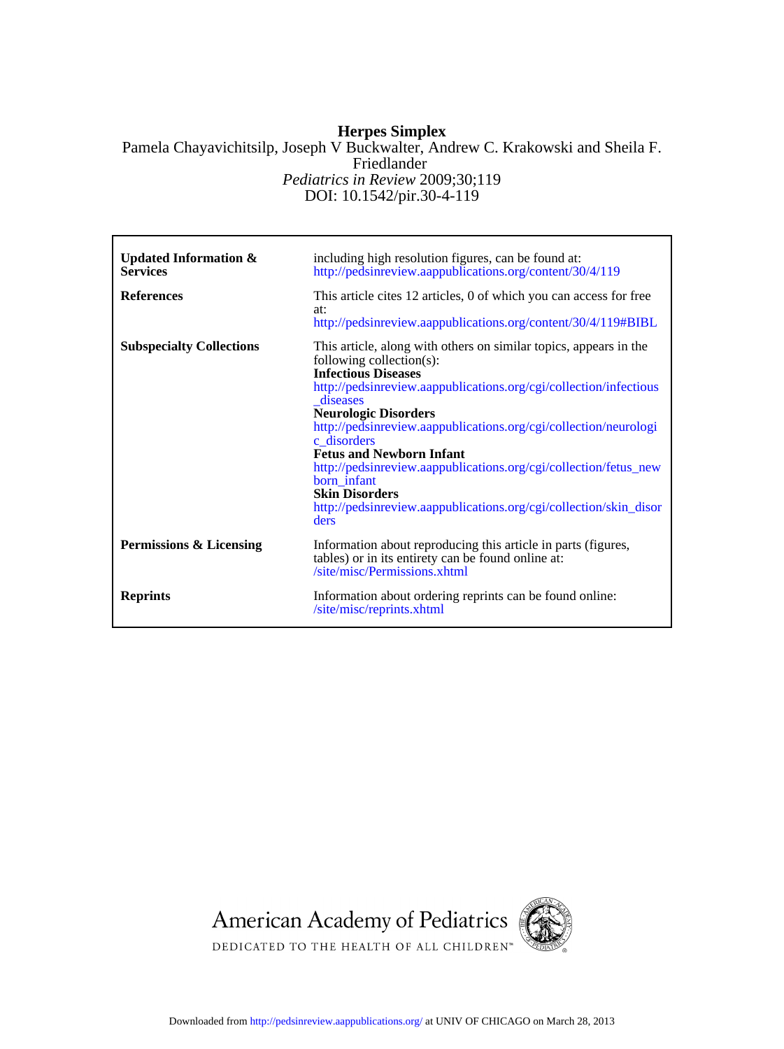# Herpes Simplex

Pamela Chayavichitsilp, Joseph V Buckwalter, Andrew C. Krakowski and Sheila F. Friedlander

*Pediatrics in Review* 2009;30;119

DOI: 10.1542/pir.30-4-119

| | |
|---|---|
| **Updated Information & Services** | including high resolution figures, can be found at: http://pedsinreview.aappublications.org/content/30/4/119 |
| **References** | This article cites 12 articles, 0 of which you can access for free at: http://pedsinreview.aappublications.org/content/30/4/119#BIBL |
| **Subspecialty Collections** | This article, along with others on similar topics, appears in the following collection(s): **Infectious Diseases** http://pedsinreview.aappublications.org/cgi/collection/infectious_diseases **Neurologic Disorders** http://pedsinreview.aappublications.org/cgi/collection/neurologic_disorders **Fetus and Newborn Infant** http://pedsinreview.aappublications.org/cgi/collection/fetus_newborn_infant **Skin Disorders** http://pedsinreview.aappublications.org/cgi/collection/skin_disorders |
| **Permissions & Licensing** | Information about reproducing this article in parts (figures, tables) or in its entirety can be found online at: /site/misc/Permissions.xhtml |
| **Reprints** | Information about ordering reprints can be found online: /site/misc/reprints.xhtml |

American Academy of Pediatrics

DEDICATED TO THE HEALTH OF ALL CHILDREN™

Downloaded from http://pedsinreview.aappublications.org/ at UNIV OF CHICAGO on March 28, 2013